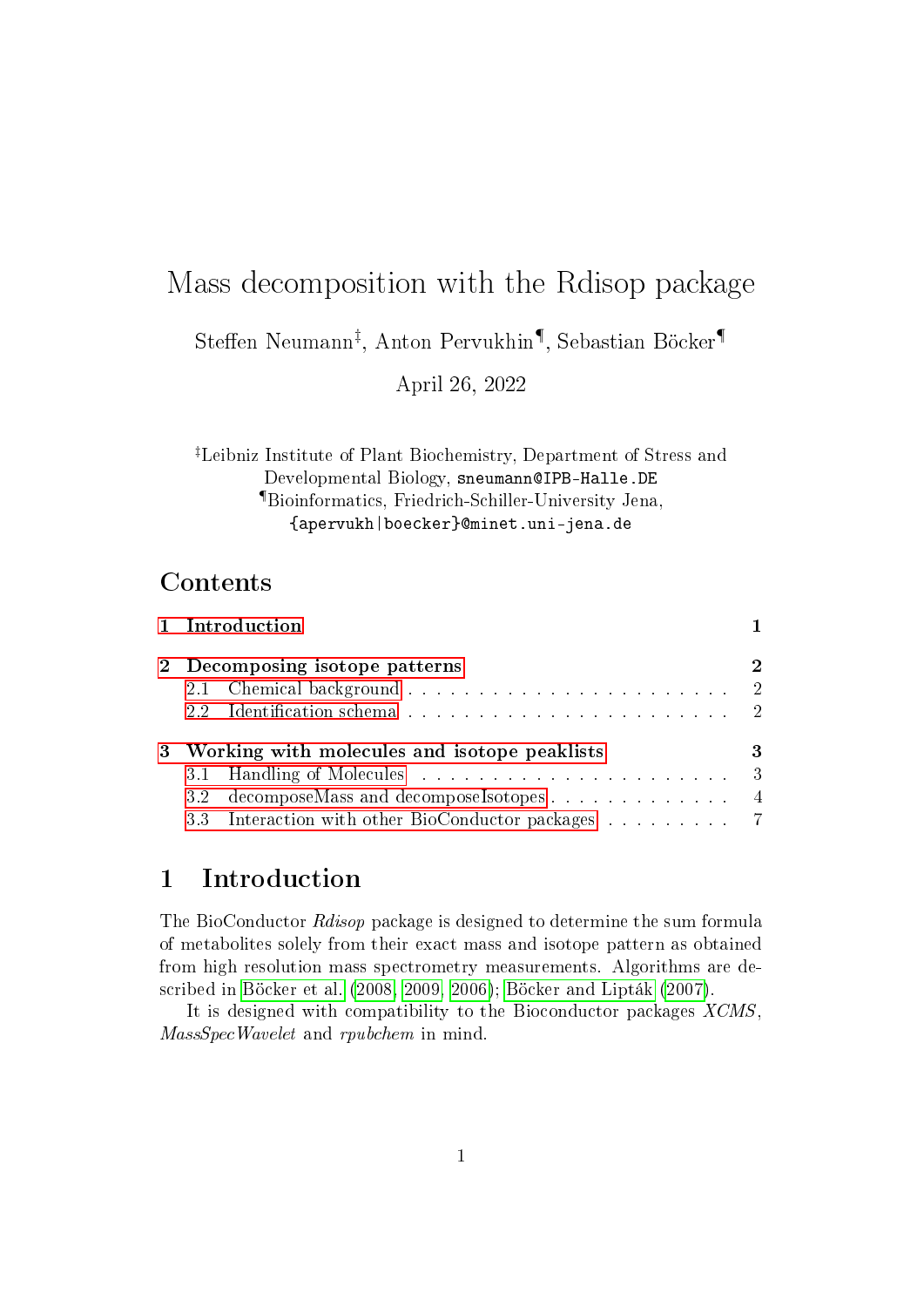# Mass decomposition with the Rdisop package

Steffen Neumann[‡], Anton Pervukhin[¶], Sebastian Böcker[¶]

April 26, 2022

[‡]Leibniz Institute of Plant Biochemistry, Department of Stress and Developmental Biology, `sneumann@IPB-Halle.DE`
[¶]Bioinformatics, Friedrich-Schiller-University Jena, `{apervukh|boecker}@minet.uni-jena.de`

## Contents

1 Introduction ..... 1

2 Decomposing isotope patterns ..... 2
- 2.1 Chemical background ..... 2
- 2.2 Identification schema ..... 2

3 Working with molecules and isotope peaklists ..... 3
- 3.1 Handling of Molecules ..... 3
- 3.2 decomposeMass and decomposeIsotopes ..... 4
- 3.3 Interaction with other BioConductor packages ..... 7

## 1 Introduction

The BioConductor *Rdisop* package is designed to determine the sum formula of metabolites solely from their exact mass and isotope pattern as obtained from high resolution mass spectrometry measurements. Algorithms are described in Böcker et al. (2008, 2009, 2006); Böcker and Lipták (2007).

It is designed with compatibility to the Bioconductor packages *XCMS*, *MassSpecWavelet* and *rpubchem* in mind.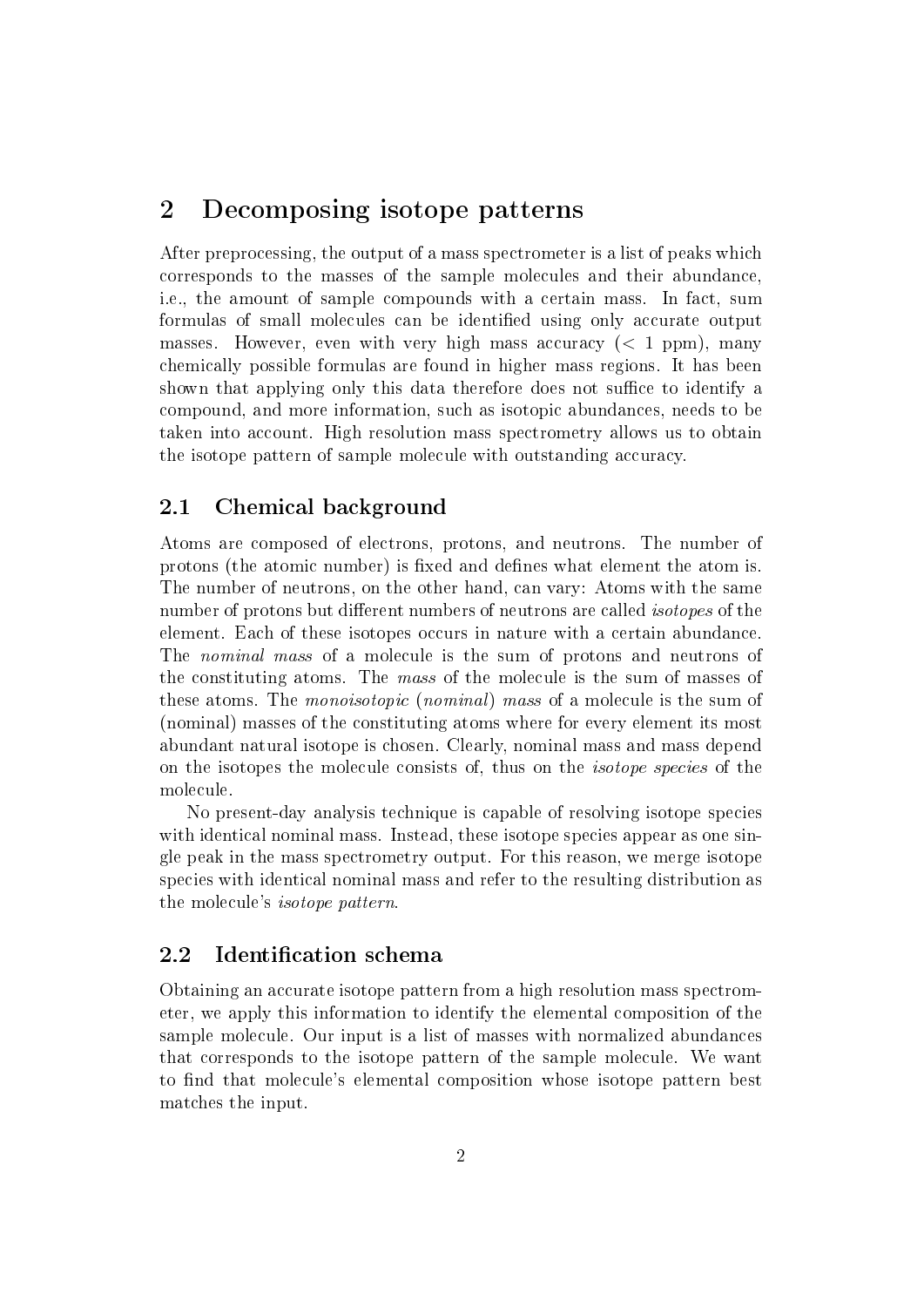# 2 Decomposing isotope patterns

After preprocessing, the output of a mass spectrometer is a list of peaks which corresponds to the masses of the sample molecules and their abundance, i.e., the amount of sample compounds with a certain mass. In fact, sum formulas of small molecules can be identified using only accurate output masses. However, even with very high mass accuracy ($< 1$ ppm), many chemically possible formulas are found in higher mass regions. It has been shown that applying only this data therefore does not suffice to identify a compound, and more information, such as isotopic abundances, needs to be taken into account. High resolution mass spectrometry allows us to obtain the isotope pattern of sample molecule with outstanding accuracy.

## 2.1 Chemical background

Atoms are composed of electrons, protons, and neutrons. The number of protons (the atomic number) is fixed and defines what element the atom is. The number of neutrons, on the other hand, can vary: Atoms with the same number of protons but different numbers of neutrons are called *isotopes* of the element. Each of these isotopes occurs in nature with a certain abundance. The *nominal mass* of a molecule is the sum of protons and neutrons of the constituting atoms. The *mass* of the molecule is the sum of masses of these atoms. The *monoisotopic* (*nominal*) *mass* of a molecule is the sum of (nominal) masses of the constituting atoms where for every element its most abundant natural isotope is chosen. Clearly, nominal mass and mass depend on the isotopes the molecule consists of, thus on the *isotope species* of the molecule.

No present-day analysis technique is capable of resolving isotope species with identical nominal mass. Instead, these isotope species appear as one single peak in the mass spectrometry output. For this reason, we merge isotope species with identical nominal mass and refer to the resulting distribution as the molecule's *isotope pattern*.

## 2.2 Identification schema

Obtaining an accurate isotope pattern from a high resolution mass spectrometer, we apply this information to identify the elemental composition of the sample molecule. Our input is a list of masses with normalized abundances that corresponds to the isotope pattern of the sample molecule. We want to find that molecule's elemental composition whose isotope pattern best matches the input.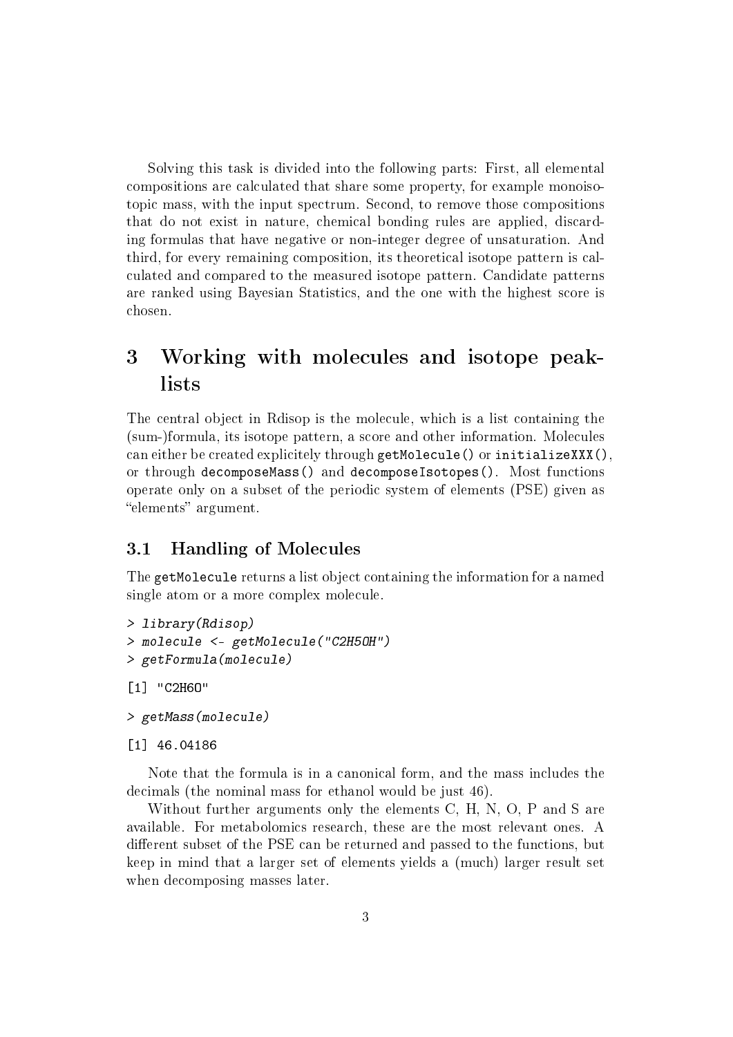Solving this task is divided into the following parts: First, all elemental compositions are calculated that share some property, for example monoisotopic mass, with the input spectrum. Second, to remove those compositions that do not exist in nature, chemical bonding rules are applied, discarding formulas that have negative or non-integer degree of unsaturation. And third, for every remaining composition, its theoretical isotope pattern is calculated and compared to the measured isotope pattern. Candidate patterns are ranked using Bayesian Statistics, and the one with the highest score is chosen.

# 3 Working with molecules and isotope peaklists

The central object in Rdisop is the molecule, which is a list containing the (sum-)formula, its isotope pattern, a score and other information. Molecules can either be created explicitely through `getMolecule()` or `initializeXXX()`, or through `decomposeMass()` and `decomposeIsotopes()`. Most functions operate only on a subset of the periodic system of elements (PSE) given as "elements" argument.

## 3.1 Handling of Molecules

The `getMolecule` returns a list object containing the information for a named single atom or a more complex molecule.

```
> library(Rdisop)
> molecule <- getMolecule("C2H5OH")
> getFormula(molecule)

[1] "C2H6O"

> getMass(molecule)

[1] 46.04186
```

Note that the formula is in a canonical form, and the mass includes the decimals (the nominal mass for ethanol would be just 46).

Without further arguments only the elements C, H, N, O, P and S are available. For metabolomics research, these are the most relevant ones. A different subset of the PSE can be returned and passed to the functions, but keep in mind that a larger set of elements yields a (much) larger result set when decomposing masses later.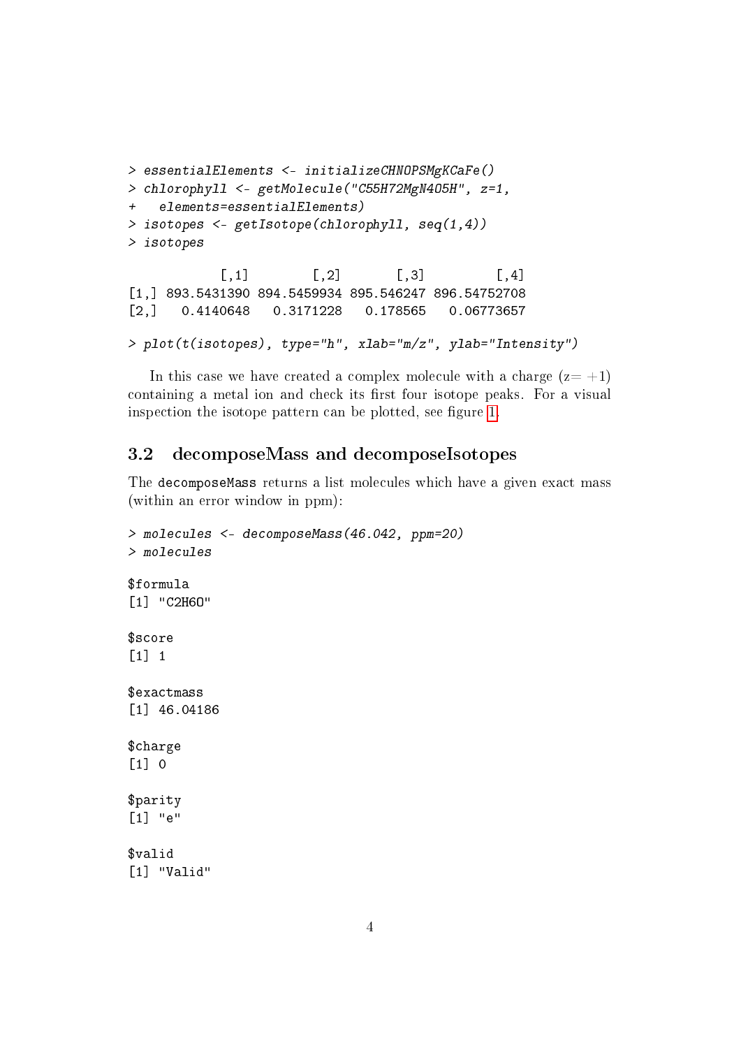```
> essentialElements <- initializeCHNOPSMgKCaFe()
> chlorophyll <- getMolecule("C55H72MgN4O5H", z=1,
+   elements=essentialElements)
> isotopes <- getIsotope(chlorophyll, seq(1,4))
> isotopes

            [,1]        [,2]       [,3]         [,4]
[1,] 893.5431390 894.5459934 895.546247 896.54752708
[2,]   0.4140648   0.3171228   0.178565   0.06773657

> plot(t(isotopes), type="h", xlab="m/z", ylab="Intensity")
```

In this case we have created a complex molecule with a charge (z= +1) containing a metal ion and check its first four isotope peaks. For a visual inspection the isotope pattern can be plotted, see figure 1.

## 3.2 decomposeMass and decomposeIsotopes

The `decomposeMass` returns a list molecules which have a given exact mass (within an error window in ppm):

```
> molecules <- decomposeMass(46.042, ppm=20)
> molecules

$formula
[1] "C2H6O"

$score
[1] 1

$exactmass
[1] 46.04186

$charge
[1] 0

$parity
[1] "e"

$valid
[1] "Valid"
```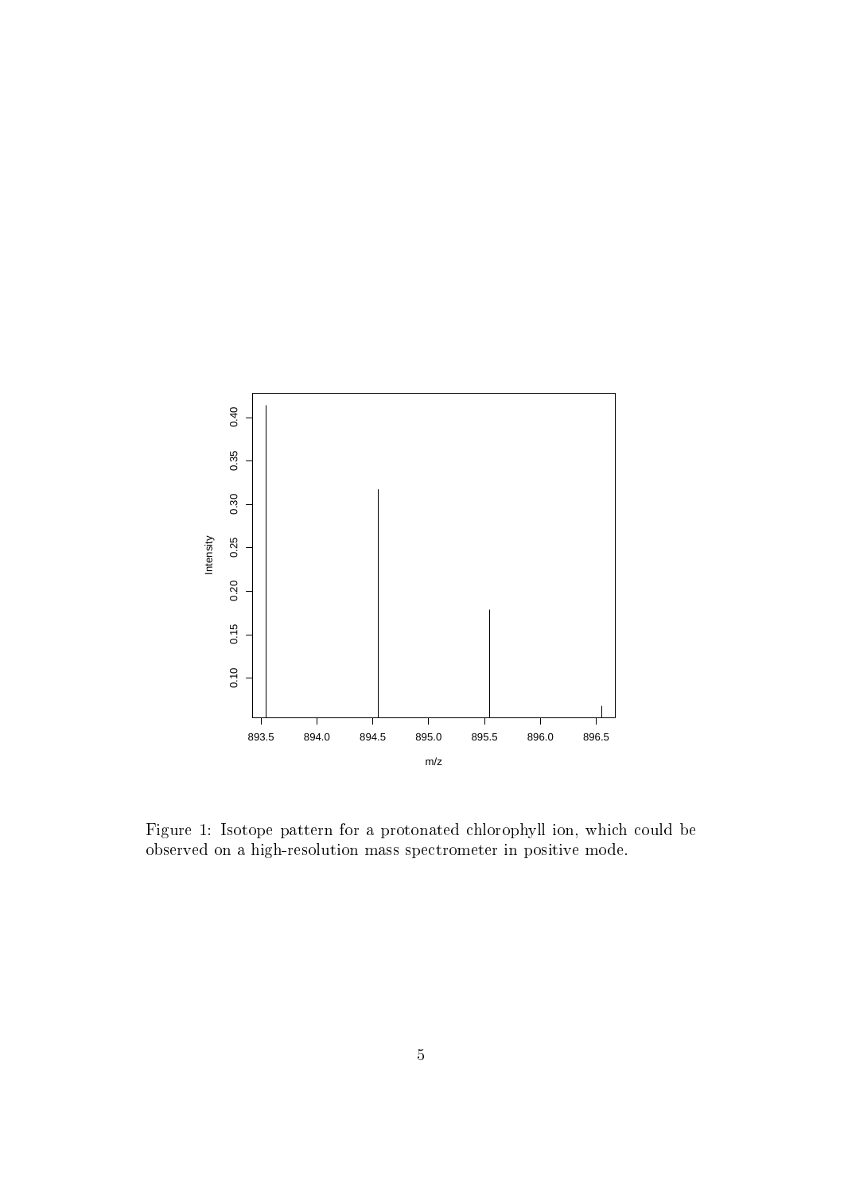Figure 1: Isotope pattern for a protonated chlorophyll ion, which could be observed on a high-resolution mass spectrometer in positive mode.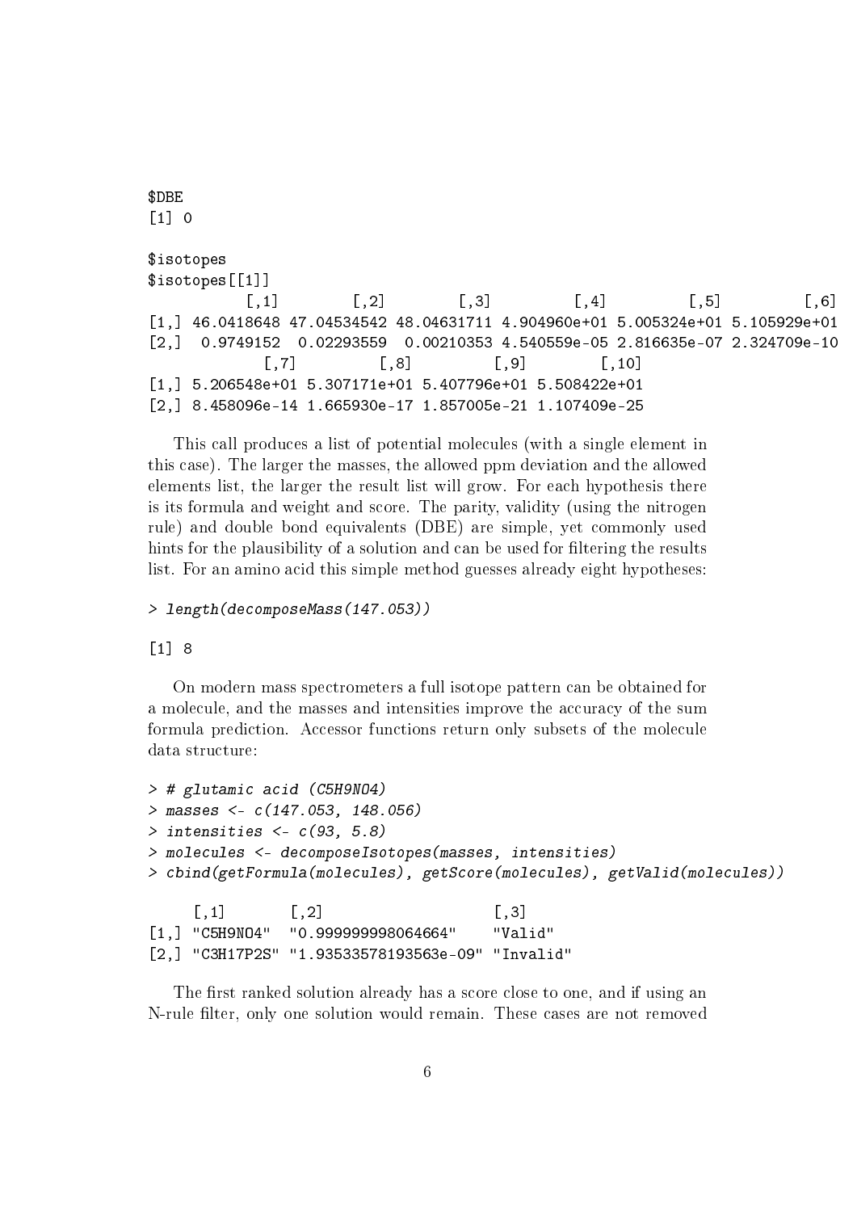```
$DBE
[1] 0

$isotopes
$isotopes[[1]]
           [,1]        [,2]        [,3]         [,4]         [,5]         [,6]
[1,] 46.0418648 47.04534542 48.04631711 4.904960e+01 5.005324e+01 5.105929e+01
[2,]  0.9749152  0.02293559  0.00210353 4.540559e-05 2.816635e-07 2.324709e-10
             [,7]         [,8]         [,9]        [,10]
[1,] 5.206548e+01 5.307171e+01 5.407796e+01 5.508422e+01
[2,] 8.458096e-14 1.665930e-17 1.857005e-21 1.107409e-25
```

This call produces a list of potential molecules (with a single element in this case). The larger the masses, the allowed ppm deviation and the allowed elements list, the larger the result list will grow. For each hypothesis there is its formula and weight and score. The parity, validity (using the nitrogen rule) and double bond equivalents (DBE) are simple, yet commonly used hints for the plausibility of a solution and can be used for filtering the results list. For an amino acid this simple method guesses already eight hypotheses:

```
> length(decomposeMass(147.053))

[1] 8
```

On modern mass spectrometers a full isotope pattern can be obtained for a molecule, and the masses and intensities improve the accuracy of the sum formula prediction. Accessor functions return only subsets of the molecule data structure:

```
> # glutamic acid (C5H9NO4)
> masses <- c(147.053, 148.056)
> intensities <- c(93, 5.8)
> molecules <- decomposeIsotopes(masses, intensities)
> cbind(getFormula(molecules), getScore(molecules), getValid(molecules))

     [,1]       [,2]                   [,3]
[1,] "C5H9NO4"  "0.999999998064664"    "Valid"
[2,] "C3H17P2S" "1.93533578193563e-09" "Invalid"
```

The first ranked solution already has a score close to one, and if using an N-rule filter, only one solution would remain. These cases are not removed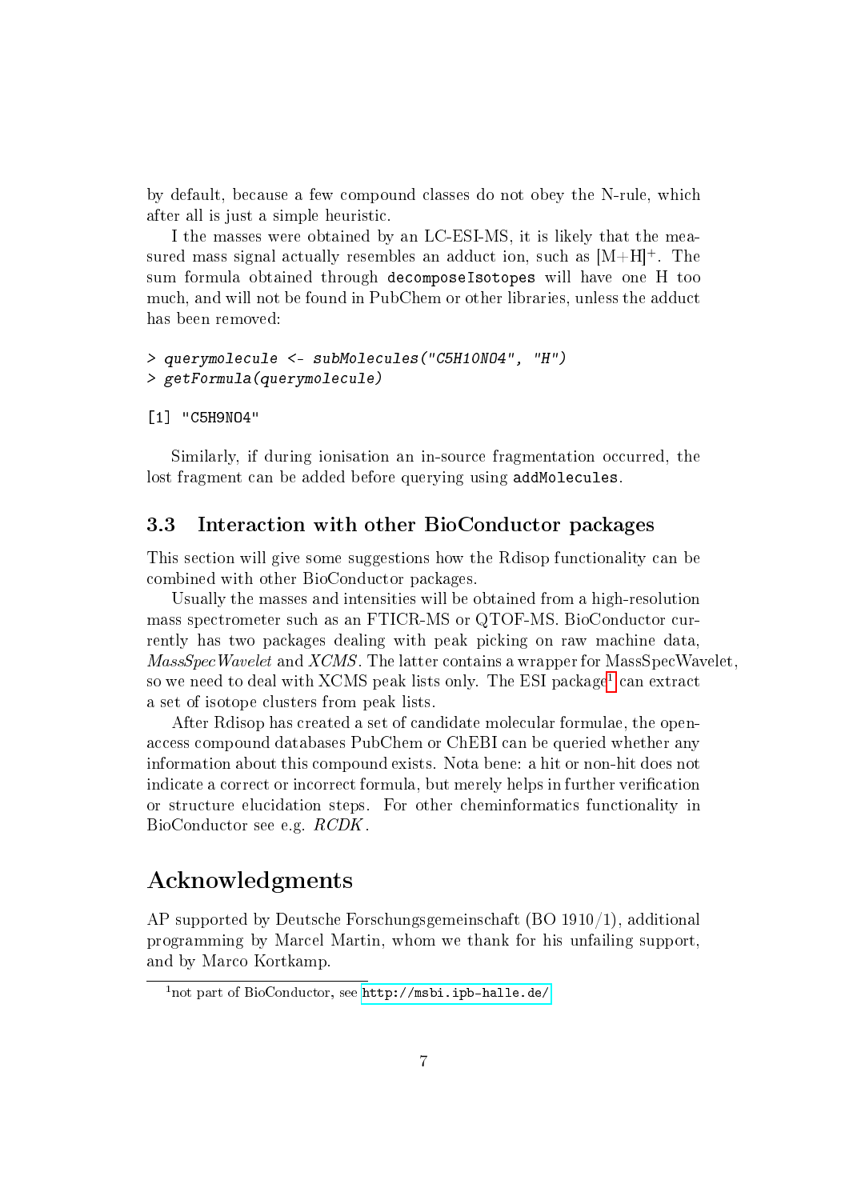by default, because a few compound classes do not obey the N-rule, which after all is just a simple heuristic.

I the masses were obtained by an LC-ESI-MS, it is likely that the measured mass signal actually resembles an adduct ion, such as $[M+H]^+$. The sum formula obtained through `decomposeIsotopes` will have one H too much, and will not be found in PubChem or other libraries, unless the adduct has been removed:

```
> querymolecule <- subMolecules("C5H10NO4", "H")
> getFormula(querymolecule)

[1] "C5H9NO4"
```

Similarly, if during ionisation an in-source fragmentation occurred, the lost fragment can be added before querying using `addMolecules`.

### 3.3 Interaction with other BioConductor packages

This section will give some suggestions how the Rdisop functionality can be combined with other BioConductor packages.

Usually the masses and intensities will be obtained from a high-resolution mass spectrometer such as an FTICR-MS or QTOF-MS. BioConductor currently has two packages dealing with peak picking on raw machine data, *MassSpecWavelet* and *XCMS*. The latter contains a wrapper for MassSpecWavelet, so we need to deal with XCMS peak lists only. The ESI package[1] can extract a set of isotope clusters from peak lists.

After Rdisop has created a set of candidate molecular formulae, the open-access compound databases PubChem or ChEBI can be queried whether any information about this compound exists. Nota bene: a hit or non-hit does not indicate a correct or incorrect formula, but merely helps in further verification or structure elucidation steps. For other cheminformatics functionality in BioConductor see e.g. *RCDK*.

## Acknowledgments

AP supported by Deutsche Forschungsgemeinschaft (BO 1910/1), additional programming by Marcel Martin, whom we thank for his unfailing support, and by Marco Kortkamp.

[1] not part of BioConductor, see `http://msbi.ipb-halle.de/`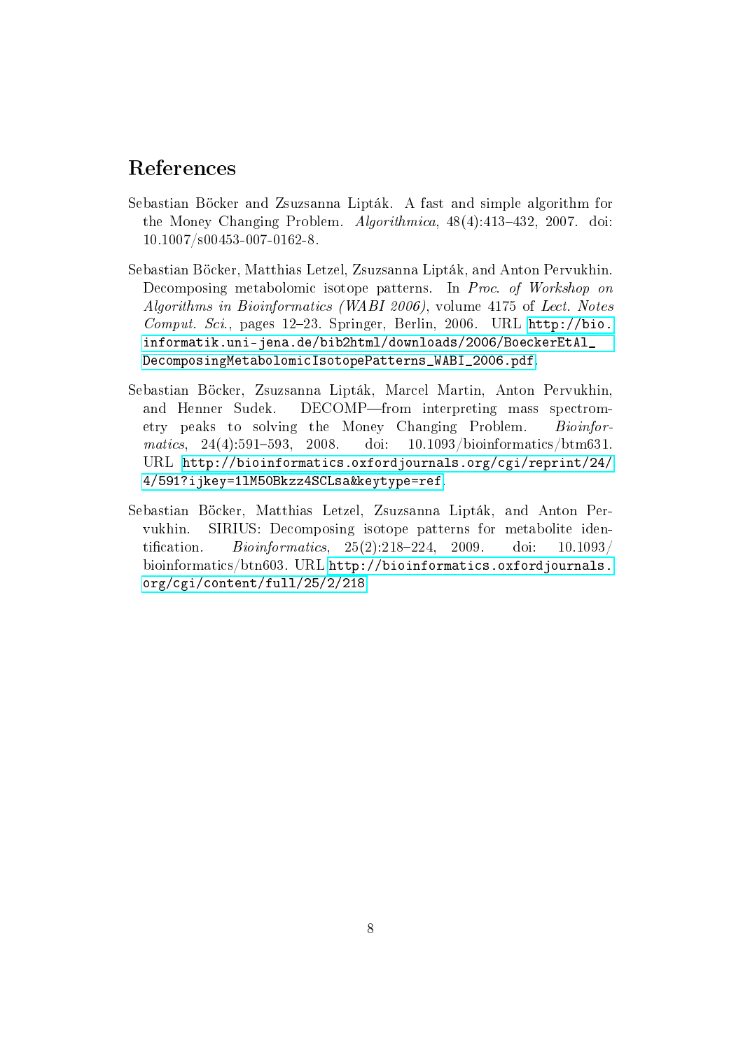# References

Sebastian Böcker and Zsuzsanna Lipták. A fast and simple algorithm for the Money Changing Problem. *Algorithmica*, 48(4):413–432, 2007. doi: 10.1007/s00453-007-0162-8.

Sebastian Böcker, Matthias Letzel, Zsuzsanna Lipták, and Anton Pervukhin. Decomposing metabolomic isotope patterns. In *Proc. of Workshop on Algorithms in Bioinformatics (WABI 2006)*, volume 4175 of *Lect. Notes Comput. Sci.*, pages 12–23. Springer, Berlin, 2006. URL http://bio.informatik.uni-jena.de/bib2html/downloads/2006/BoeckerEtAl_DecomposingMetabolomicIsotopePatterns_WABI_2006.pdf.

Sebastian Böcker, Zsuzsanna Lipták, Marcel Martin, Anton Pervukhin, and Henner Sudek. DECOMP—from interpreting mass spectrometry peaks to solving the Money Changing Problem. *Bioinformatics*, 24(4):591–593, 2008. doi: 10.1093/bioinformatics/btm631. URL http://bioinformatics.oxfordjournals.org/cgi/reprint/24/4/591?ijkey=1lM50Bkzz4SCLsa&keytype=ref.

Sebastian Böcker, Matthias Letzel, Zsuzsanna Lipták, and Anton Pervukhin. SIRIUS: Decomposing isotope patterns for metabolite identification. *Bioinformatics*, 25(2):218–224, 2009. doi: 10.1093/bioinformatics/btn603. URL http://bioinformatics.oxfordjournals.org/cgi/content/full/25/2/218.